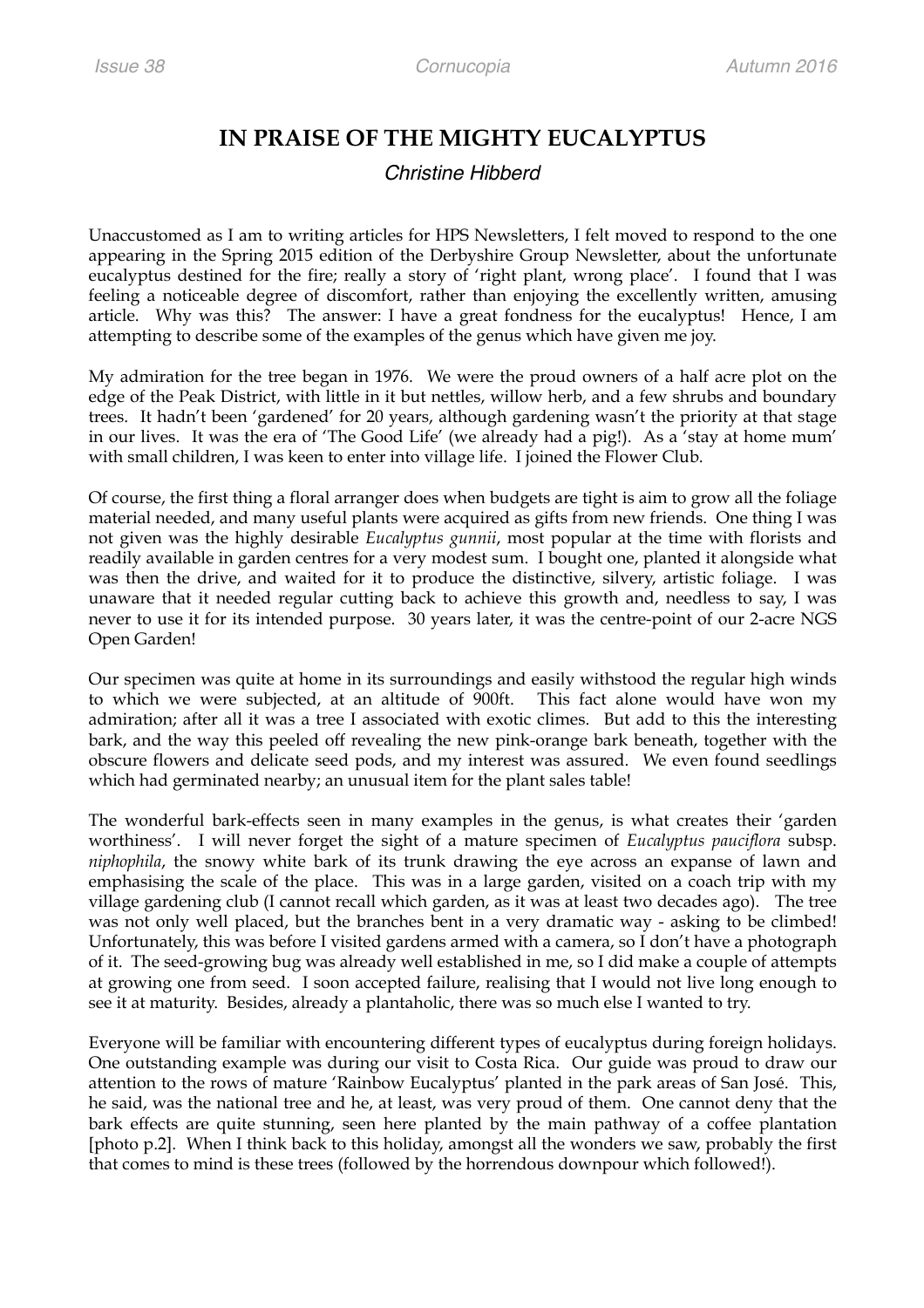# IN PRAISE OF THE MIGHTY EUCALYPTUS

*Christine Hibberd*

Unaccustomed as I am to writing articles for HPS Newsletters, I felt moved to respond to the one appearing in the Spring 2015 edition of the Derbyshire Group Newsletter, about the unfortunate eucalyptus destined for the fire; really a story of 'right plant, wrong place'. I found that I was feeling a noticeable degree of discomfort, rather than enjoying the excellently written, amusing article. Why was this? The answer: I have a great fondness for the eucalyptus! Hence, I am attempting to describe some of the examples of the genus which have given me joy.

My admiration for the tree began in 1976. We were the proud owners of a half acre plot on the edge of the Peak District, with little in it but nettles, willow herb, and a few shrubs and boundary trees. It hadn't been 'gardened' for 20 years, although gardening wasn't the priority at that stage in our lives. It was the era of 'The Good Life' (we already had a pig!). As a 'stay at home mum' with small children, I was keen to enter into village life. I joined the Flower Club.

Of course, the first thing a floral arranger does when budgets are tight is aim to grow all the foliage material needed, and many useful plants were acquired as gifts from new friends. One thing I was not given was the highly desirable *Eucalyptus gunnii*, most popular at the time with florists and readily available in garden centres for a very modest sum. I bought one, planted it alongside what was then the drive, and waited for it to produce the distinctive, silvery, artistic foliage. I was unaware that it needed regular cutting back to achieve this growth and, needless to say, I was never to use it for its intended purpose. 30 years later, it was the centre-point of our 2-acre NGS Open Garden!

Our specimen was quite at home in its surroundings and easily withstood the regular high winds to which we were subjected, at an altitude of 900ft. This fact alone would have won my admiration; after all it was a tree I associated with exotic climes. But add to this the interesting bark, and the way this peeled off revealing the new pink-orange bark beneath, together with the obscure flowers and delicate seed pods, and my interest was assured. We even found seedlings which had germinated nearby; an unusual item for the plant sales table!

The wonderful bark-effects seen in many examples in the genus, is what creates their 'garden worthiness'. I will never forget the sight of a mature specimen of *Eucalyptus pauciflora* subsp. *niphophila*, the snowy white bark of its trunk drawing the eye across an expanse of lawn and emphasising the scale of the place. This was in a large garden, visited on a coach trip with my village gardening club (I cannot recall which garden, as it was at least two decades ago). The tree was not only well placed, but the branches bent in a very dramatic way - asking to be climbed! Unfortunately, this was before I visited gardens armed with a camera, so I don't have a photograph of it. The seed-growing bug was already well established in me, so I did make a couple of attempts at growing one from seed. I soon accepted failure, realising that I would not live long enough to see it at maturity. Besides, already a plantaholic, there was so much else I wanted to try.

Everyone will be familiar with encountering different types of eucalyptus during foreign holidays. One outstanding example was during our visit to Costa Rica. Our guide was proud to draw our attention to the rows of mature 'Rainbow Eucalyptus' planted in the park areas of San José. This, he said, was the national tree and he, at least, was very proud of them. One cannot deny that the bark effects are quite stunning, seen here planted by the main pathway of a coffee plantation [photo p.2]. When I think back to this holiday, amongst all the wonders we saw, probably the first that comes to mind is these trees (followed by the horrendous downpour which followed!).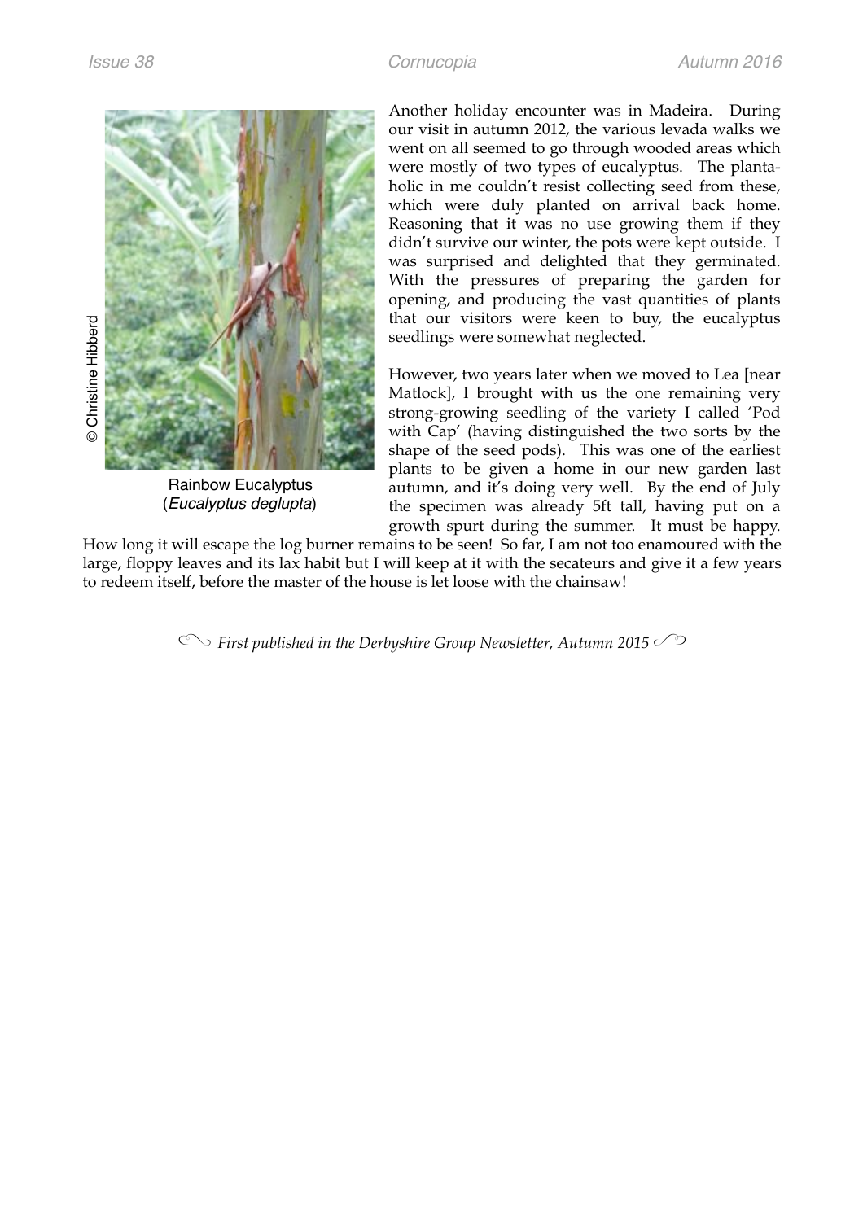Rainbow Eucalyptus
(*Eucalyptus deglupta*)

© Christine Hibberd

Another holiday encounter was in Madeira. During our visit in autumn 2012, the various levada walks we went on all seemed to go through wooded areas which were mostly of two types of eucalyptus. The planta-holic in me couldn't resist collecting seed from these, which were duly planted on arrival back home. Reasoning that it was no use growing them if they didn't survive our winter, the pots were kept outside. I was surprised and delighted that they germinated. With the pressures of preparing the garden for opening, and producing the vast quantities of plants that our visitors were keen to buy, the eucalyptus seedlings were somewhat neglected.

However, two years later when we moved to Lea [near Matlock], I brought with us the one remaining very strong-growing seedling of the variety I called 'Pod with Cap' (having distinguished the two sorts by the shape of the seed pods). This was one of the earliest plants to be given a home in our new garden last autumn, and it's doing very well. By the end of July the specimen was already 5ft tall, having put on a growth spurt during the summer. It must be happy. How long it will escape the log burner remains to be seen! So far, I am not too enamoured with the large, floppy leaves and its lax habit but I will keep at it with the secateurs and give it a few years to redeem itself, before the master of the house is let loose with the chainsaw!

*First published in the Derbyshire Group Newsletter, Autumn 2015*